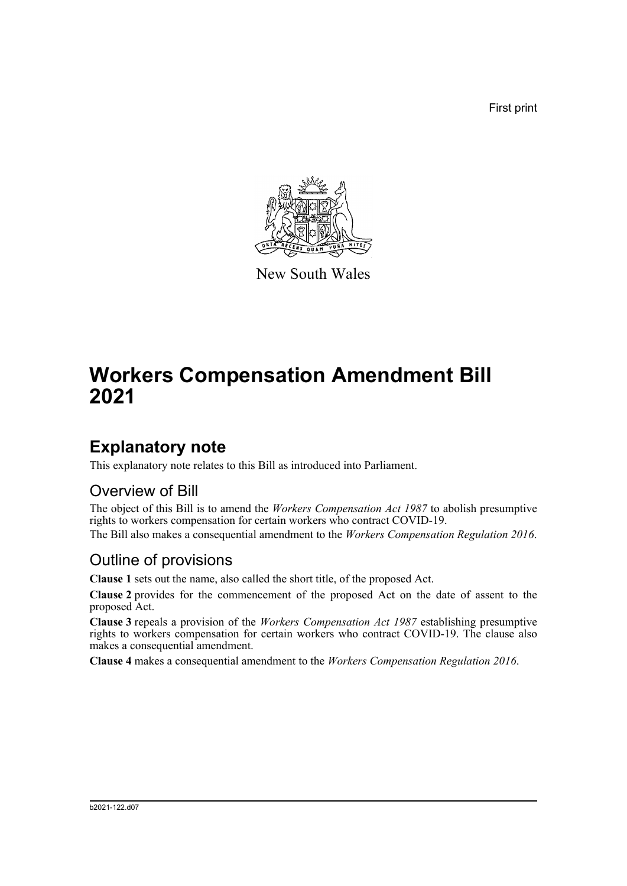First print

New South Wales

# Workers Compensation Amendment Bill 2021

## Explanatory note

This explanatory note relates to this Bill as introduced into Parliament.

### Overview of Bill

The object of this Bill is to amend the *Workers Compensation Act 1987* to abolish presumptive rights to workers compensation for certain workers who contract COVID-19.

The Bill also makes a consequential amendment to the *Workers Compensation Regulation 2016*.

### Outline of provisions

**Clause 1** sets out the name, also called the short title, of the proposed Act.

**Clause 2** provides for the commencement of the proposed Act on the date of assent to the proposed Act.

**Clause 3** repeals a provision of the *Workers Compensation Act 1987* establishing presumptive rights to workers compensation for certain workers who contract COVID-19. The clause also makes a consequential amendment.

**Clause 4** makes a consequential amendment to the *Workers Compensation Regulation 2016*.

b2021-122.d07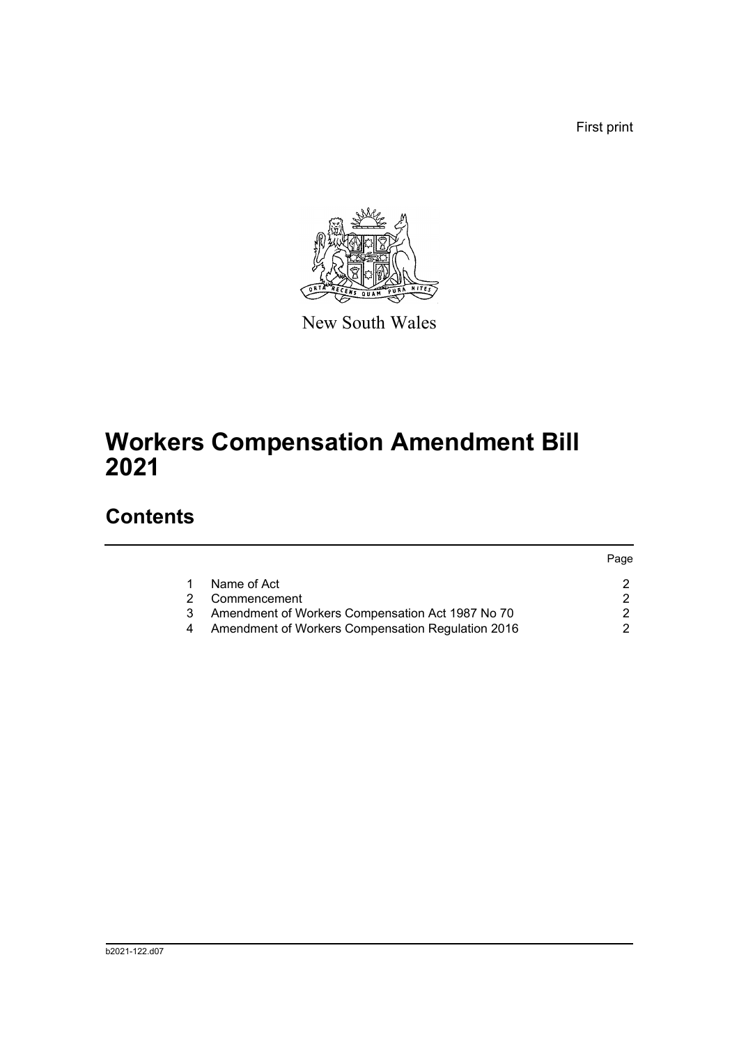First print

New South Wales

# Workers Compensation Amendment Bill 2021

## Contents

| | | Page |
|---|---|---|
| 1 | Name of Act | 2 |
| 2 | Commencement | 2 |
| 3 | Amendment of Workers Compensation Act 1987 No 70 | 2 |
| 4 | Amendment of Workers Compensation Regulation 2016 | 2 |

b2021-122.d07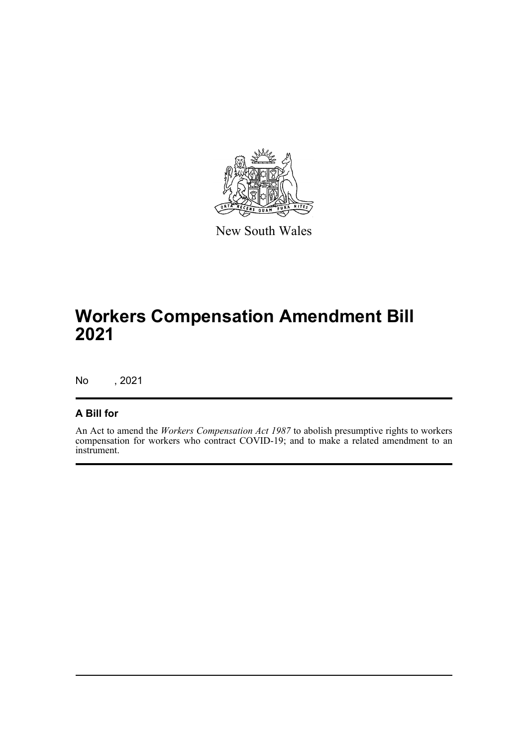New South Wales

# Workers Compensation Amendment Bill 2021

No , 2021

## A Bill for

An Act to amend the *Workers Compensation Act 1987* to abolish presumptive rights to workers compensation for workers who contract COVID-19; and to make a related amendment to an instrument.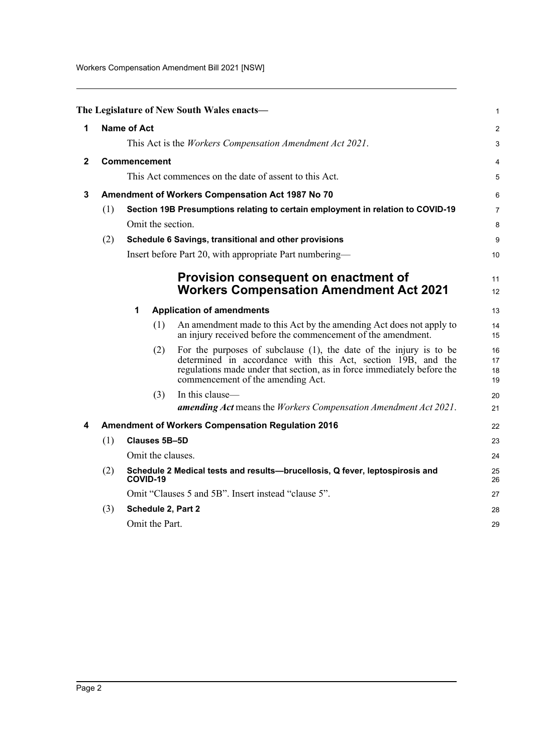The Legislature of New South Wales enacts—

## 1 Name of Act

This Act is the *Workers Compensation Amendment Act 2021*.

## 2 Commencement

This Act commences on the date of assent to this Act.

## 3 Amendment of Workers Compensation Act 1987 No 70

**(1) Section 19B Presumptions relating to certain employment in relation to COVID-19**

Omit the section.

**(2) Schedule 6 Savings, transitional and other provisions**

Insert before Part 20, with appropriate Part numbering—

### Provision consequent on enactment of Workers Compensation Amendment Act 2021

**1 Application of amendments**

(1) An amendment made to this Act by the amending Act does not apply to an injury received before the commencement of the amendment.

(2) For the purposes of subclause (1), the date of the injury is to be determined in accordance with this Act, section 19B, and the regulations made under that section, as in force immediately before the commencement of the amending Act.

(3) In this clause—

***amending Act*** means the *Workers Compensation Amendment Act 2021*.

## 4 Amendment of Workers Compensation Regulation 2016

**(1) Clauses 5B–5D**

Omit the clauses.

**(2) Schedule 2 Medical tests and results—brucellosis, Q fever, leptospirosis and COVID-19**

Omit "Clauses 5 and 5B". Insert instead "clause 5".

**(3) Schedule 2, Part 2**

Omit the Part.